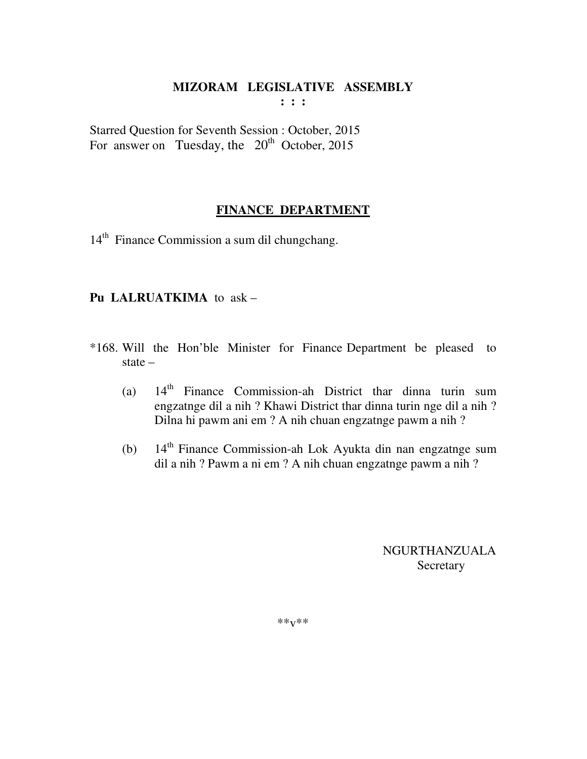# MIZORAM LEGISLATIVE ASSEMBLY

**: : :**

Starred Question for Seventh Session : October, 2015
For answer on Tuesday, the 20th October, 2015

## FINANCE DEPARTMENT

14th Finance Commission a sum dil chungchang.

**Pu LALRUATKIMA** to ask –

*168. Will the Hon'ble Minister for Finance Department be pleased to state –

(a) 14th Finance Commission-ah District thar dinna turin sum engzatnge dil a nih ? Khawi District thar dinna turin nge dil a nih ? Dilna hi pawm ani em ? A nih chuan engzatnge pawm a nih ?

(b) 14th Finance Commission-ah Lok Ayukta din nan engzatnge sum dil a nih ? Pawm a ni em ? A nih chuan engzatnge pawm a nih ?

NGURTHANZUALA
Secretary

**v**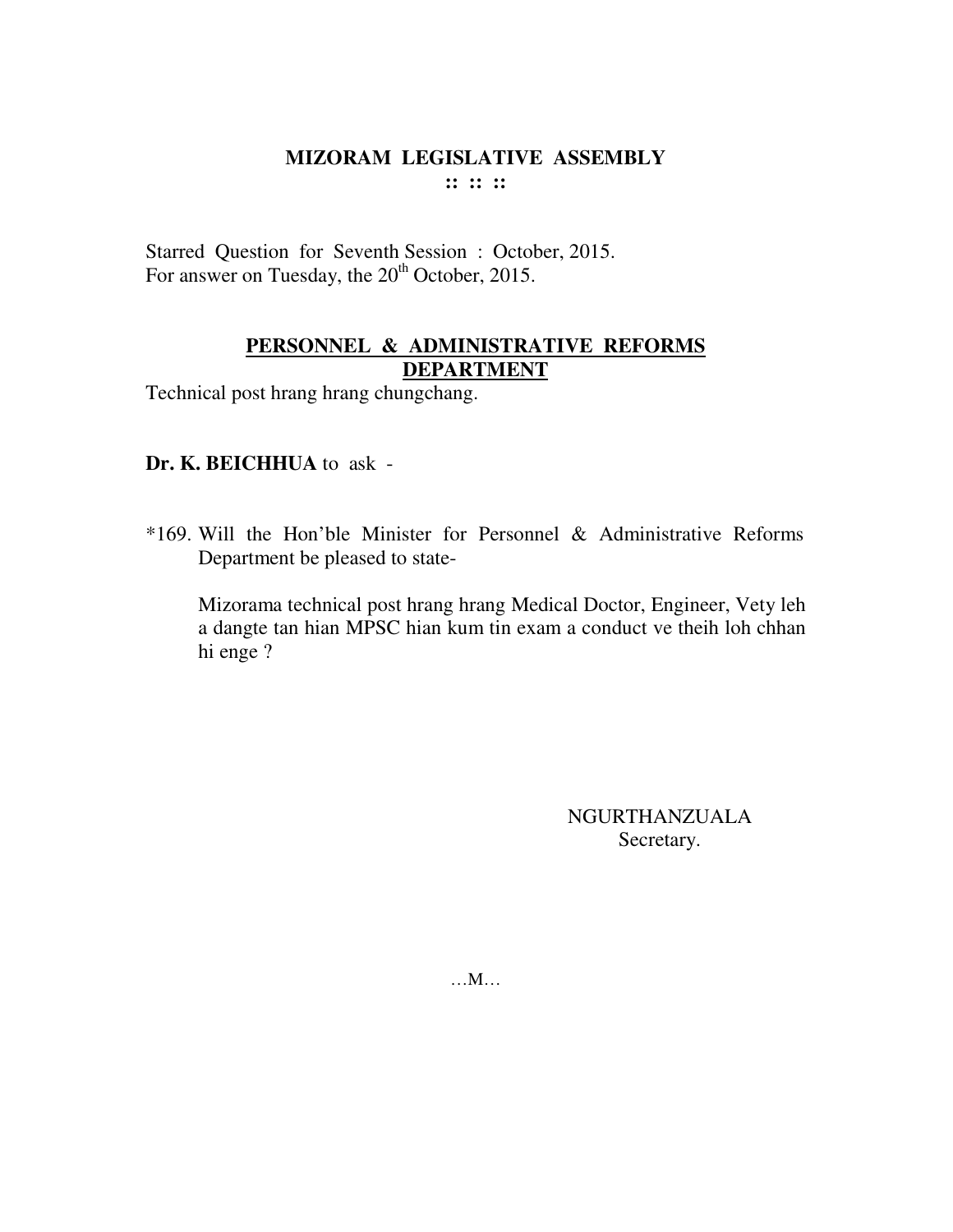# MIZORAM LEGISLATIVE ASSEMBLY

:: :: ::

Starred Question for Seventh Session : October, 2015.
For answer on Tuesday, the 20th October, 2015.

## PERSONNEL & ADMINISTRATIVE REFORMS DEPARTMENT

Technical post hrang hrang chungchang.

**Dr. K. BEICHHUA** to ask -

*169. Will the Hon'ble Minister for Personnel & Administrative Reforms Department be pleased to state-

Mizorama technical post hrang hrang Medical Doctor, Engineer, Vety leh a dangte tan hian MPSC hian kum tin exam a conduct ve theih loh chhan hi enge ?

NGURTHANZUALA
Secretary.

…M…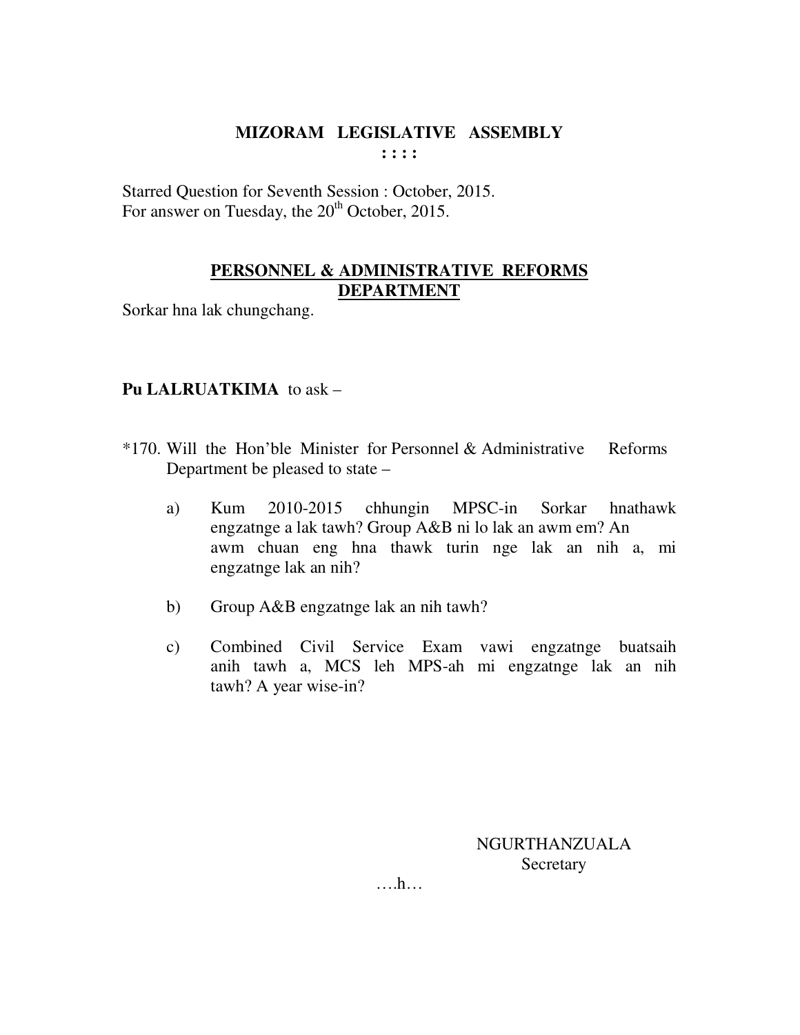**MIZORAM LEGISLATIVE ASSEMBLY**
**: : : :**

Starred Question for Seventh Session : October, 2015.
For answer on Tuesday, the 20th October, 2015.

**PERSONNEL & ADMINISTRATIVE REFORMS DEPARTMENT**

Sorkar hna lak chungchang.

**Pu LALRUATKIMA** to ask –

*170. Will the Hon'ble Minister for Personnel & Administrative Reforms Department be pleased to state –

a) Kum 2010-2015 chhungin MPSC-in Sorkar hnathawk engzatnge a lak tawh? Group A&B ni lo lak an awm em? An awm chuan eng hna thawk turin nge lak an nih a, mi engzatnge lak an nih?

b) Group A&B engzatnge lak an nih tawh?

c) Combined Civil Service Exam vawi engzatnge buatsaih anih tawh a, MCS leh MPS-ah mi engzatnge lak an nih tawh? A year wise-in?

NGURTHANZUALA
Secretary

….h…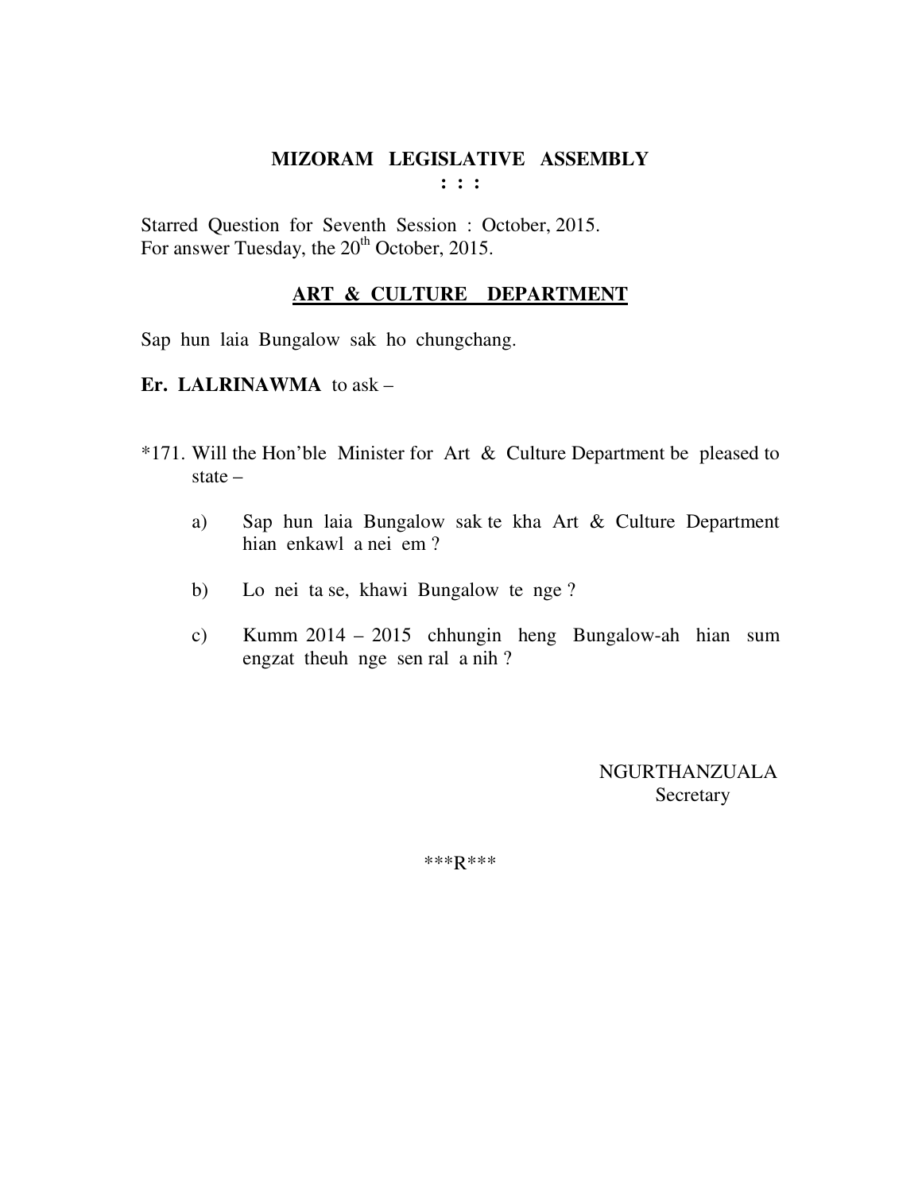# MIZORAM LEGISLATIVE ASSEMBLY

**: : :**

Starred Question for Seventh Session : October, 2015.
For answer Tuesday, the 20th October, 2015.

## ART & CULTURE DEPARTMENT

Sap hun laia Bungalow sak ho chungchang.

**Er. LALRINAWMA** to ask –

*171. Will the Hon'ble Minister for Art & Culture Department be pleased to state –

a) Sap hun laia Bungalow sak te kha Art & Culture Department hian enkawl a nei em ?

b) Lo nei ta se, khawi Bungalow te nge ?

c) Kumm 2014 – 2015 chhungin heng Bungalow-ah hian sum engzat theuh nge sen ral a nih ?

NGURTHANZUALA
Secretary

\*\*\*R\*\*\*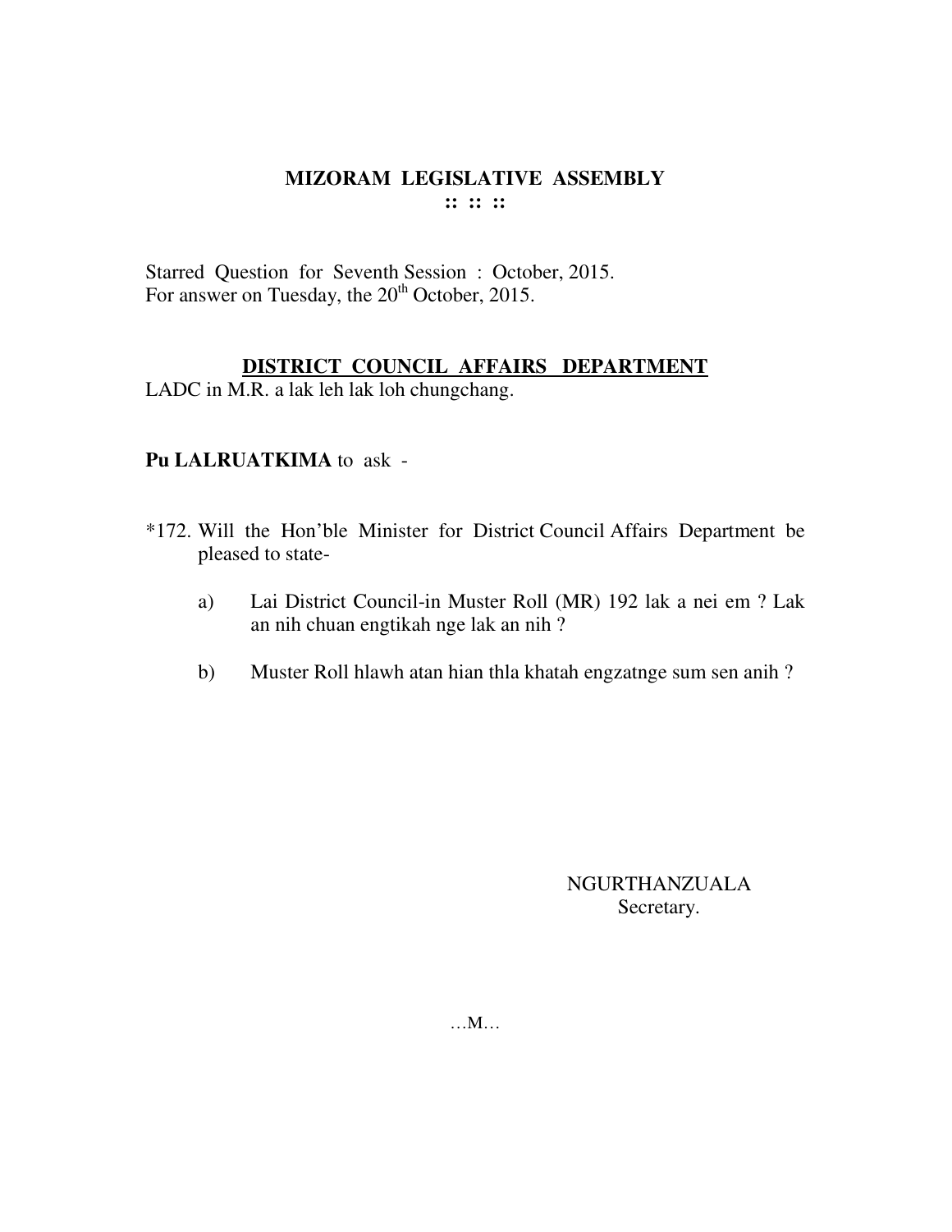# MIZORAM LEGISLATIVE ASSEMBLY

:: :: ::

Starred Question for Seventh Session : October, 2015.
For answer on Tuesday, the 20th October, 2015.

## DISTRICT COUNCIL AFFAIRS DEPARTMENT

LADC in M.R. a lak leh lak loh chungchang.

**Pu LALRUATKIMA** to ask -

*172. Will the Hon'ble Minister for District Council Affairs Department be pleased to state-

a) Lai District Council-in Muster Roll (MR) 192 lak a nei em ? Lak an nih chuan engtikah nge lak an nih ?

b) Muster Roll hlawh atan hian thla khatah engzatnge sum sen anih ?

NGURTHANZUALA
Secretary.

…M…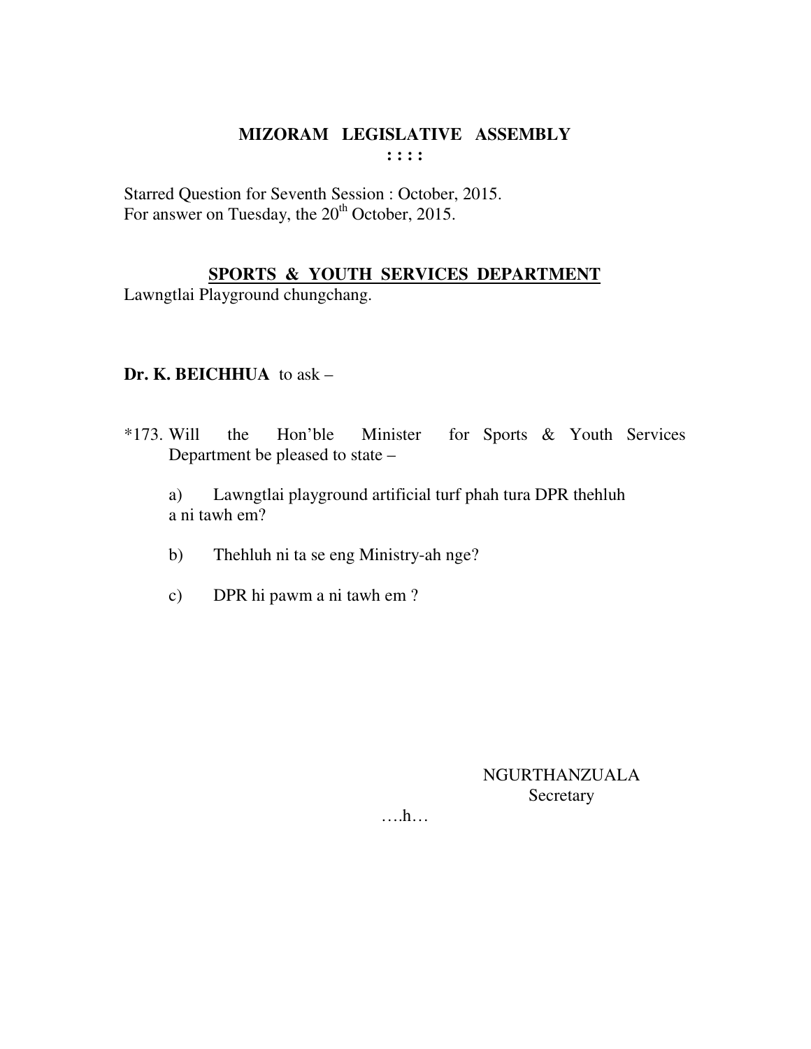# MIZORAM LEGISLATIVE ASSEMBLY

**: : : :**

Starred Question for Seventh Session : October, 2015.
For answer on Tuesday, the 20th October, 2015.

## SPORTS & YOUTH SERVICES DEPARTMENT

Lawngtlai Playground chungchang.

**Dr. K. BEICHHUA** to ask –

*173. Will the Hon'ble Minister for Sports & Youth Services Department be pleased to state –

a) Lawngtlai playground artificial turf phah tura DPR thehluh a ni tawh em?

b) Thehluh ni ta se eng Ministry-ah nge?

c) DPR hi pawm a ni tawh em ?

NGURTHANZUALA
Secretary

….h…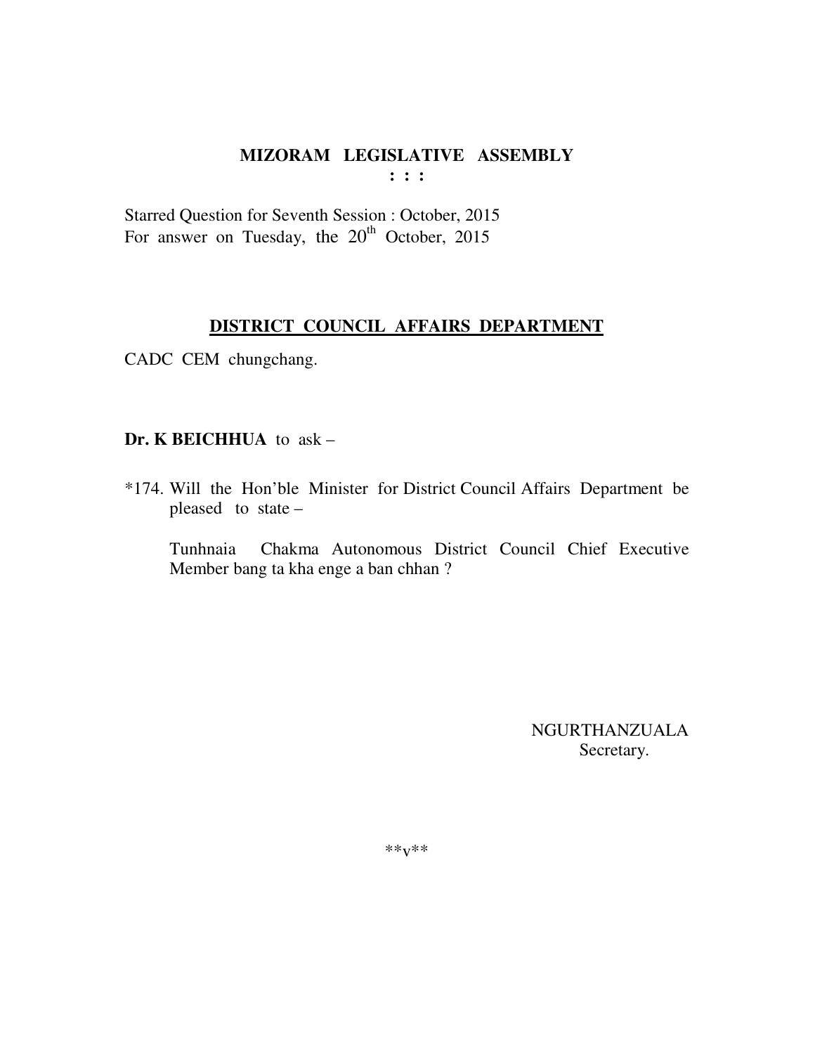# MIZORAM LEGISLATIVE ASSEMBLY

: : :

Starred Question for Seventh Session : October, 2015
For answer on Tuesday, the 20th October, 2015

## DISTRICT COUNCIL AFFAIRS DEPARTMENT

CADC CEM chungchang.

**Dr. K BEICHHUA** to ask –

*174. Will the Hon'ble Minister for District Council Affairs Department be pleased to state –

Tunhnaia Chakma Autonomous District Council Chief Executive Member bang ta kha enge a ban chhan ?

NGURTHANZUALA
Secretary.

**v**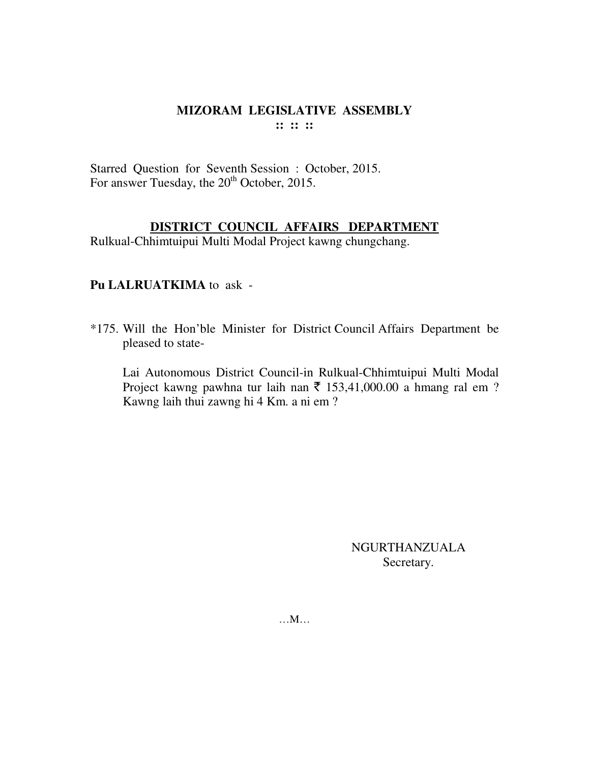# MIZORAM LEGISLATIVE ASSEMBLY

:: :: ::

Starred Question for Seventh Session : October, 2015.
For answer Tuesday, the 20th October, 2015.

## DISTRICT COUNCIL AFFAIRS DEPARTMENT

Rulkual-Chhimtuipui Multi Modal Project kawng chungchang.

**Pu LALRUATKIMA** to ask -

*175. Will the Hon'ble Minister for District Council Affairs Department be pleased to state-

Lai Autonomous District Council-in Rulkual-Chhimtuipui Multi Modal Project kawng pawhna tur laih nan ₹ 153,41,000.00 a hmang ral em ? Kawng laih thui zawng hi 4 Km. a ni em ?

NGURTHANZUALA
Secretary.

…M…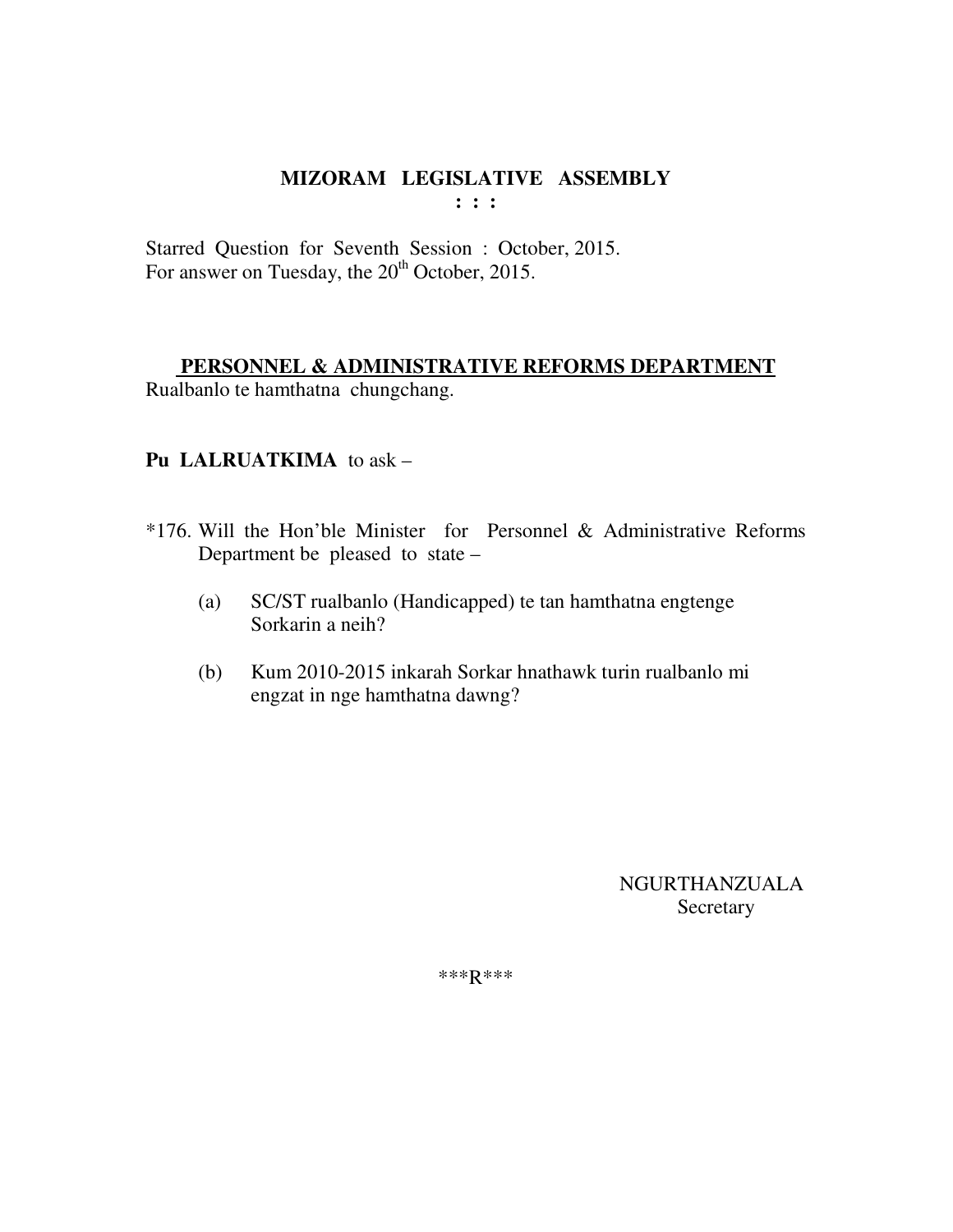# MIZORAM LEGISLATIVE ASSEMBLY

**: : :**

Starred Question for Seventh Session : October, 2015.
For answer on Tuesday, the 20th October, 2015.

**PERSONNEL & ADMINISTRATIVE REFORMS DEPARTMENT**

Rualbanlo te hamthatna chungchang.

**Pu LALRUATKIMA** to ask –

*176. Will the Hon'ble Minister for Personnel & Administrative Reforms Department be pleased to state –

(a) SC/ST rualbanlo (Handicapped) te tan hamthatna engtenge Sorkarin a neih?

(b) Kum 2010-2015 inkarah Sorkar hnathawk turin rualbanlo mi engzat in nge hamthatna dawng?

NGURTHANZUALA
Secretary

***R***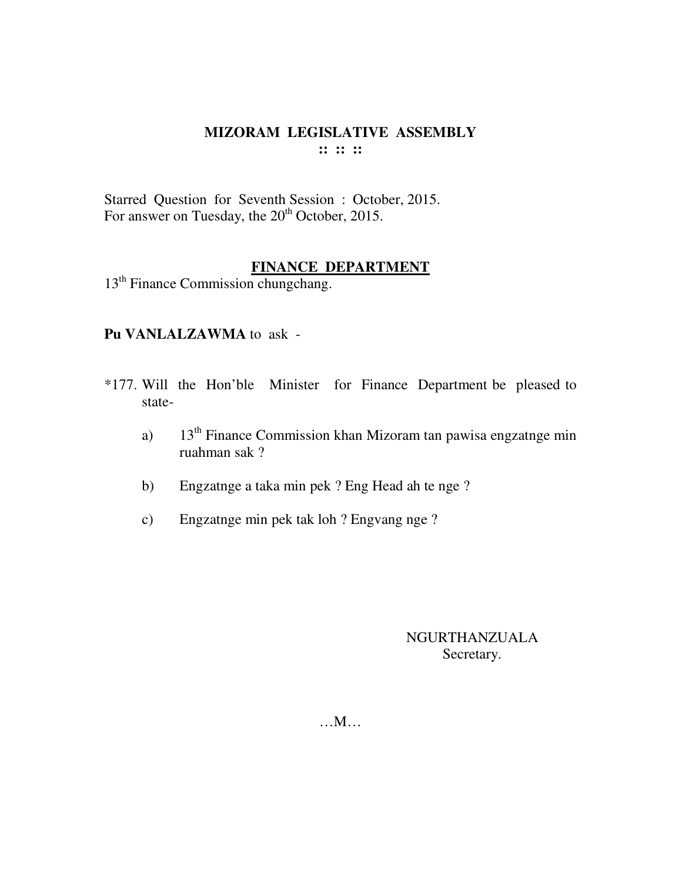# MIZORAM LEGISLATIVE ASSEMBLY

:: :: ::

Starred Question for Seventh Session : October, 2015.
For answer on Tuesday, the 20th October, 2015.

## FINANCE DEPARTMENT

13th Finance Commission chungchang.

**Pu VANLALZAWMA** to ask -

*177. Will the Hon'ble Minister for Finance Department be pleased to state-

a) 13th Finance Commission khan Mizoram tan pawisa engzatnge min ruahman sak ?

b) Engzatnge a taka min pek ? Eng Head ah te nge ?

c) Engzatnge min pek tak loh ? Engvang nge ?

NGURTHANZUALA
Secretary.

…M…